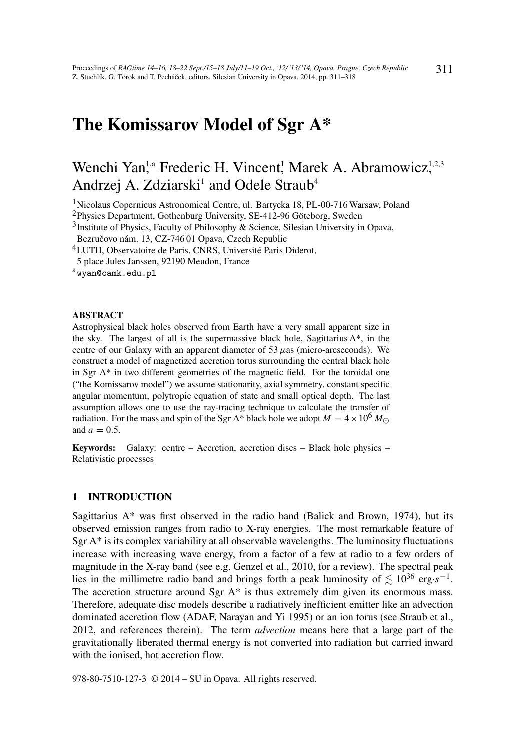# The Komissarov Model of Sgr A*

Wenchi Yan[1,a] Frederic H. Vincent[1] Marek A. Abramowicz[1,2,3] Andrzej A. Zdziarski[1] and Odele Straub[4]

[1]Nicolaus Copernicus Astronomical Centre, ul. Bartycka 18, PL-00-716 Warsaw, Poland
[2]Physics Department, Gothenburg University, SE-412-96 Göteborg, Sweden
[3]Institute of Physics, Faculty of Philosophy & Science, Silesian University in Opava, Bezručovo nám. 13, CZ-746 01 Opava, Czech Republic
[4]LUTH, Observatoire de Paris, CNRS, Université Paris Diderot, 5 place Jules Janssen, 92190 Meudon, France
[a]wyan@camk.edu.pl

## ABSTRACT

Astrophysical black holes observed from Earth have a very small apparent size in the sky. The largest of all is the supermassive black hole, Sagittarius A*, in the centre of our Galaxy with an apparent diameter of 53 $\mu$as (micro-arcseconds). We construct a model of magnetized accretion torus surrounding the central black hole in Sgr A* in two different geometries of the magnetic field. For the toroidal one ("the Komissarov model") we assume stationarity, axial symmetry, constant specific angular momentum, polytropic equation of state and small optical depth. The last assumption allows one to use the ray-tracing technique to calculate the transfer of radiation. For the mass and spin of the Sgr A* black hole we adopt $M = 4 \times 10^6 \, M_\odot$ and $a = 0.5$.

**Keywords:** Galaxy: centre – Accretion, accretion discs – Black hole physics – Relativistic processes

## 1 INTRODUCTION

Sagittarius A* was first observed in the radio band (Balick and Brown, 1974), but its observed emission ranges from radio to X-ray energies. The most remarkable feature of Sgr A* is its complex variability at all observable wavelengths. The luminosity fluctuations increase with increasing wave energy, from a factor of a few at radio to a few orders of magnitude in the X-ray band (see e.g. Genzel et al., 2010, for a review). The spectral peak lies in the millimetre radio band and brings forth a peak luminosity of $\lesssim 10^{36}$ erg$\cdot s^{-1}$. The accretion structure around Sgr A* is thus extremely dim given its enormous mass. Therefore, adequate disc models describe a radiatively inefficient emitter like an advection dominated accretion flow (ADAF, Narayan and Yi 1995) or an ion torus (see Straub et al., 2012, and references therein). The term *advection* means here that a large part of the gravitationally liberated thermal energy is not converted into radiation but carried inward with the ionised, hot accretion flow.

978-80-7510-127-3 © 2014 – SU in Opava. All rights reserved.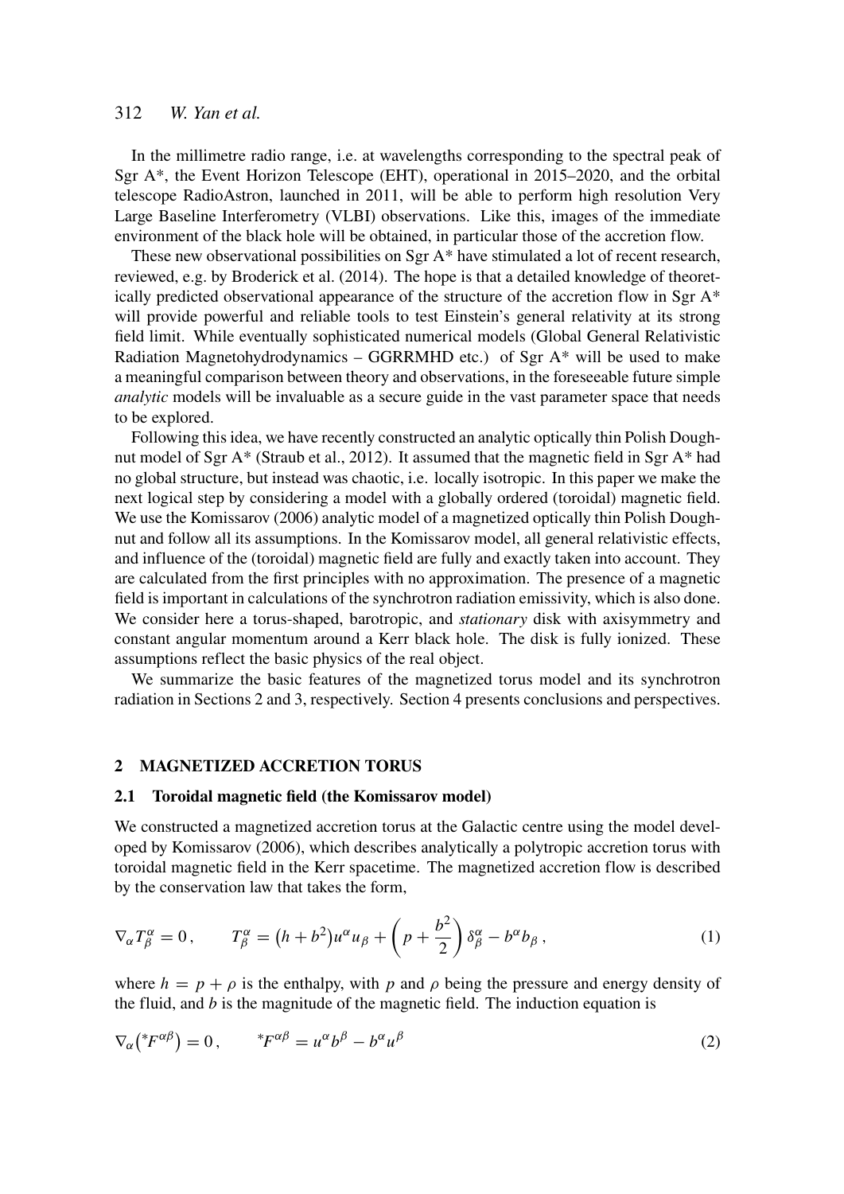In the millimetre radio range, i.e. at wavelengths corresponding to the spectral peak of Sgr A*, the Event Horizon Telescope (EHT), operational in 2015–2020, and the orbital telescope RadioAstron, launched in 2011, will be able to perform high resolution Very Large Baseline Interferometry (VLBI) observations. Like this, images of the immediate environment of the black hole will be obtained, in particular those of the accretion flow.

These new observational possibilities on Sgr A* have stimulated a lot of recent research, reviewed, e.g. by Broderick et al. (2014). The hope is that a detailed knowledge of theoretically predicted observational appearance of the structure of the accretion flow in Sgr A* will provide powerful and reliable tools to test Einstein's general relativity at its strong field limit. While eventually sophisticated numerical models (Global General Relativistic Radiation Magnetohydrodynamics – GGRRMHD etc.) of Sgr A* will be used to make a meaningful comparison between theory and observations, in the foreseeable future simple *analytic* models will be invaluable as a secure guide in the vast parameter space that needs to be explored.

Following this idea, we have recently constructed an analytic optically thin Polish Doughnut model of Sgr A* (Straub et al., 2012). It assumed that the magnetic field in Sgr A* had no global structure, but instead was chaotic, i.e. locally isotropic. In this paper we make the next logical step by considering a model with a globally ordered (toroidal) magnetic field. We use the Komissarov (2006) analytic model of a magnetized optically thin Polish Doughnut and follow all its assumptions. In the Komissarov model, all general relativistic effects, and influence of the (toroidal) magnetic field are fully and exactly taken into account. They are calculated from the first principles with no approximation. The presence of a magnetic field is important in calculations of the synchrotron radiation emissivity, which is also done. We consider here a torus-shaped, barotropic, and *stationary* disk with axisymmetry and constant angular momentum around a Kerr black hole. The disk is fully ionized. These assumptions reflect the basic physics of the real object.

We summarize the basic features of the magnetized torus model and its synchrotron radiation in Sections 2 and 3, respectively. Section 4 presents conclusions and perspectives.

## 2 MAGNETIZED ACCRETION TORUS

### 2.1 Toroidal magnetic field (the Komissarov model)

We constructed a magnetized accretion torus at the Galactic centre using the model developed by Komissarov (2006), which describes analytically a polytropic accretion torus with toroidal magnetic field in the Kerr spacetime. The magnetized accretion flow is described by the conservation law that takes the form,

$$\nabla_\alpha T^\alpha_\beta = 0\,, \qquad T^\alpha_\beta = \left(h + b^2\right) u^\alpha u_\beta + \left(p + \frac{b^2}{2}\right) \delta^\alpha_\beta - b^\alpha b_\beta\,, \tag{1}$$

where $h = p + \rho$ is the enthalpy, with $p$ and $\rho$ being the pressure and energy density of the fluid, and $b$ is the magnitude of the magnetic field. The induction equation is

$$\nabla_\alpha \left({}^*F^{\alpha\beta}\right) = 0\,, \qquad {}^*F^{\alpha\beta} = u^\alpha b^\beta - b^\alpha u^\beta \tag{2}$$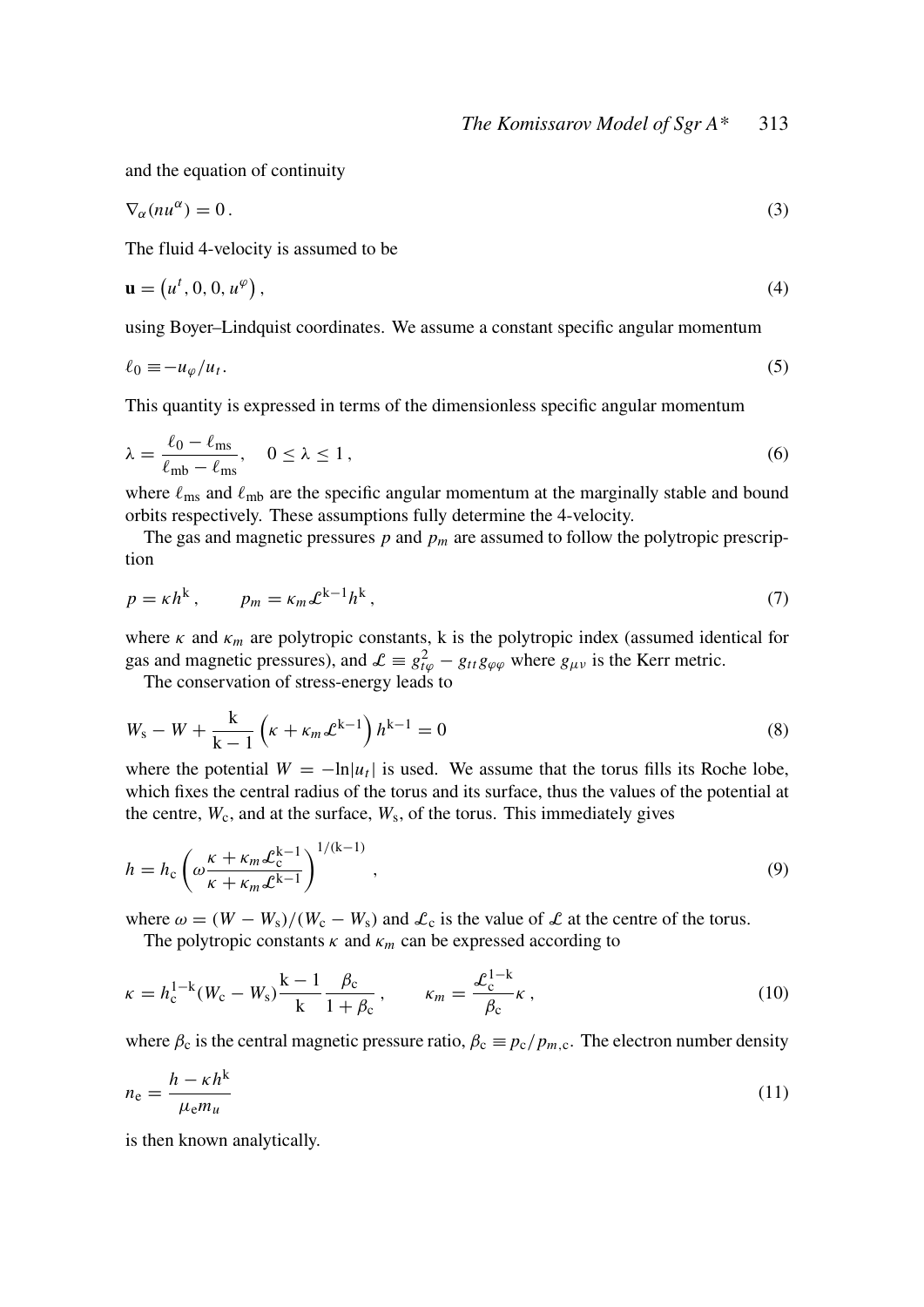and the equation of continuity

$$\nabla_\alpha (n u^\alpha) = 0 \,. \tag{3}$$

The fluid 4-velocity is assumed to be

$$\mathbf{u} = \left(u^t, 0, 0, u^\varphi\right), \tag{4}$$

using Boyer–Lindquist coordinates. We assume a constant specific angular momentum

$$\ell_0 \equiv -u_\varphi / u_t \,. \tag{5}$$

This quantity is expressed in terms of the dimensionless specific angular momentum

$$\lambda = \frac{\ell_0 - \ell_{\rm ms}}{\ell_{\rm mb} - \ell_{\rm ms}}, \quad 0 \le \lambda \le 1 \,, \tag{6}$$

where $\ell_{\rm ms}$ and $\ell_{\rm mb}$ are the specific angular momentum at the marginally stable and bound orbits respectively. These assumptions fully determine the 4-velocity.

The gas and magnetic pressures $p$ and $p_m$ are assumed to follow the polytropic prescription

$$p = \kappa h^{\rm k} \,, \qquad p_m = \kappa_m \mathcal{L}^{\rm k-1} h^{\rm k} \,, \tag{7}$$

where $\kappa$ and $\kappa_m$ are polytropic constants, k is the polytropic index (assumed identical for gas and magnetic pressures), and $\mathcal{L} \equiv g_{t\varphi}^2 - g_{tt} g_{\varphi\varphi}$ where $g_{\mu\nu}$ is the Kerr metric.

The conservation of stress-energy leads to

$$W_{\rm s} - W + \frac{\rm k}{\rm k - 1} \left(\kappa + \kappa_m \mathcal{L}^{\rm k-1}\right) h^{\rm k-1} = 0 \tag{8}$$

where the potential $W = -\ln|u_t|$ is used. We assume that the torus fills its Roche lobe, which fixes the central radius of the torus and its surface, thus the values of the potential at the centre, $W_{\rm c}$, and at the surface, $W_{\rm s}$, of the torus. This immediately gives

$$h = h_{\rm c} \left(\omega \frac{\kappa + \kappa_m \mathcal{L}_{\rm c}^{\rm k-1}}{\kappa + \kappa_m \mathcal{L}^{\rm k-1}}\right)^{1/(\rm k-1)} \,, \tag{9}$$

where $\omega = (W - W_{\rm s})/(W_{\rm c} - W_{\rm s})$ and $\mathcal{L}_{\rm c}$ is the value of $\mathcal{L}$ at the centre of the torus.

The polytropic constants $\kappa$ and $\kappa_m$ can be expressed according to

$$\kappa = h_{\rm c}^{1-\rm k} (W_{\rm c} - W_{\rm s}) \frac{\rm k - 1}{\rm k} \frac{\beta_{\rm c}}{1 + \beta_{\rm c}} \,, \qquad \kappa_m = \frac{\mathcal{L}_{\rm c}^{1-\rm k}}{\beta_{\rm c}} \kappa \,, \tag{10}$$

where $\beta_{\rm c}$ is the central magnetic pressure ratio, $\beta_{\rm c} \equiv p_{\rm c}/p_{m,\rm c}$. The electron number density

$$n_{\rm e} = \frac{h - \kappa h^{\rm k}}{\mu_{\rm e} m_u} \tag{11}$$

is then known analytically.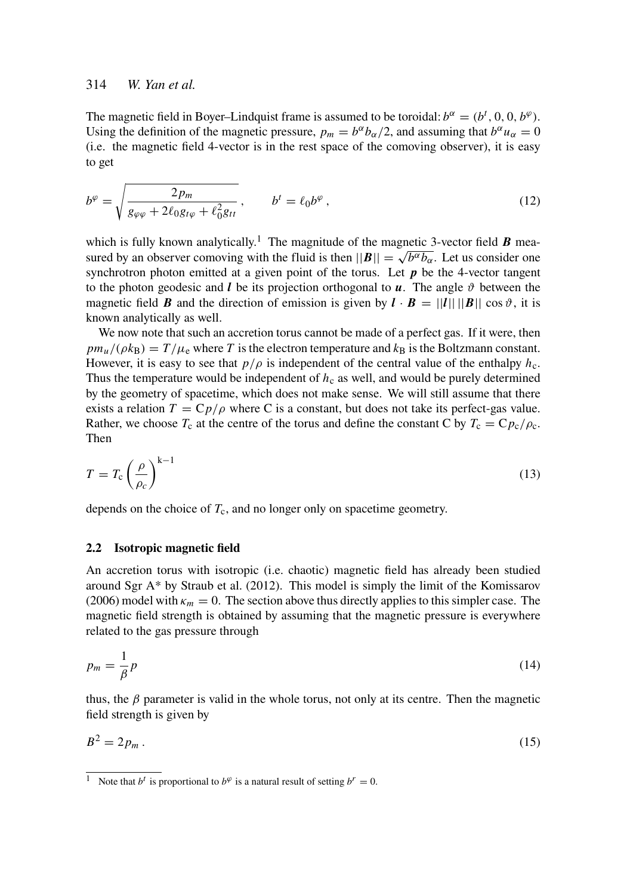The magnetic field in Boyer–Lindquist frame is assumed to be toroidal: $b^\alpha = (b^t, 0, 0, b^\varphi)$. Using the definition of the magnetic pressure, $p_m = b^\alpha b_\alpha/2$, and assuming that $b^\alpha u_\alpha = 0$ (i.e. the magnetic field 4-vector is in the rest space of the comoving observer), it is easy to get

$$b^\varphi = \sqrt{\frac{2p_m}{g_{\varphi\varphi} + 2\ell_0 g_{t\varphi} + \ell_0^2 g_{tt}}}\,, \qquad b^t = \ell_0 b^\varphi\,, \tag{12}$$

which is fully known analytically.[1] The magnitude of the magnetic 3-vector field $\boldsymbol{B}$ measured by an observer comoving with the fluid is then $||\boldsymbol{B}|| = \sqrt{b^\alpha b_\alpha}$. Let us consider one synchrotron photon emitted at a given point of the torus. Let $\boldsymbol{p}$ be the 4-vector tangent to the photon geodesic and $\boldsymbol{l}$ be its projection orthogonal to $\boldsymbol{u}$. The angle $\vartheta$ between the magnetic field $\boldsymbol{B}$ and the direction of emission is given by $\boldsymbol{l}\cdot\boldsymbol{B} = ||\boldsymbol{l}||\,||\boldsymbol{B}||\cos\vartheta$, it is known analytically as well.

We now note that such an accretion torus cannot be made of a perfect gas. If it were, then $pm_u/(\rho k_\mathrm{B}) = T/\mu_\mathrm{e}$ where $T$ is the electron temperature and $k_\mathrm{B}$ is the Boltzmann constant. However, it is easy to see that $p/\rho$ is independent of the central value of the enthalpy $h_\mathrm{c}$. Thus the temperature would be independent of $h_\mathrm{c}$ as well, and would be purely determined by the geometry of spacetime, which does not make sense. We will still assume that there exists a relation $T = \mathrm{C}p/\rho$ where C is a constant, but does not take its perfect-gas value. Rather, we choose $T_\mathrm{c}$ at the centre of the torus and define the constant C by $T_\mathrm{c} = \mathrm{C}p_\mathrm{c}/\rho_\mathrm{c}$. Then

$$T = T_\mathrm{c}\left(\frac{\rho}{\rho_c}\right)^{\mathrm{k}-1} \tag{13}$$

depends on the choice of $T_\mathrm{c}$, and no longer only on spacetime geometry.

### 2.2 Isotropic magnetic field

An accretion torus with isotropic (i.e. chaotic) magnetic field has already been studied around Sgr A* by Straub et al. (2012). This model is simply the limit of the Komissarov (2006) model with $\kappa_m = 0$. The section above thus directly applies to this simpler case. The magnetic field strength is obtained by assuming that the magnetic pressure is everywhere related to the gas pressure through

$$p_m = \frac{1}{\beta}p \tag{14}$$

thus, the $\beta$ parameter is valid in the whole torus, not only at its centre. Then the magnetic field strength is given by

$$B^2 = 2p_m\,. \tag{15}$$

[1] Note that $b^t$ is proportional to $b^\varphi$ is a natural result of setting $b^r = 0$.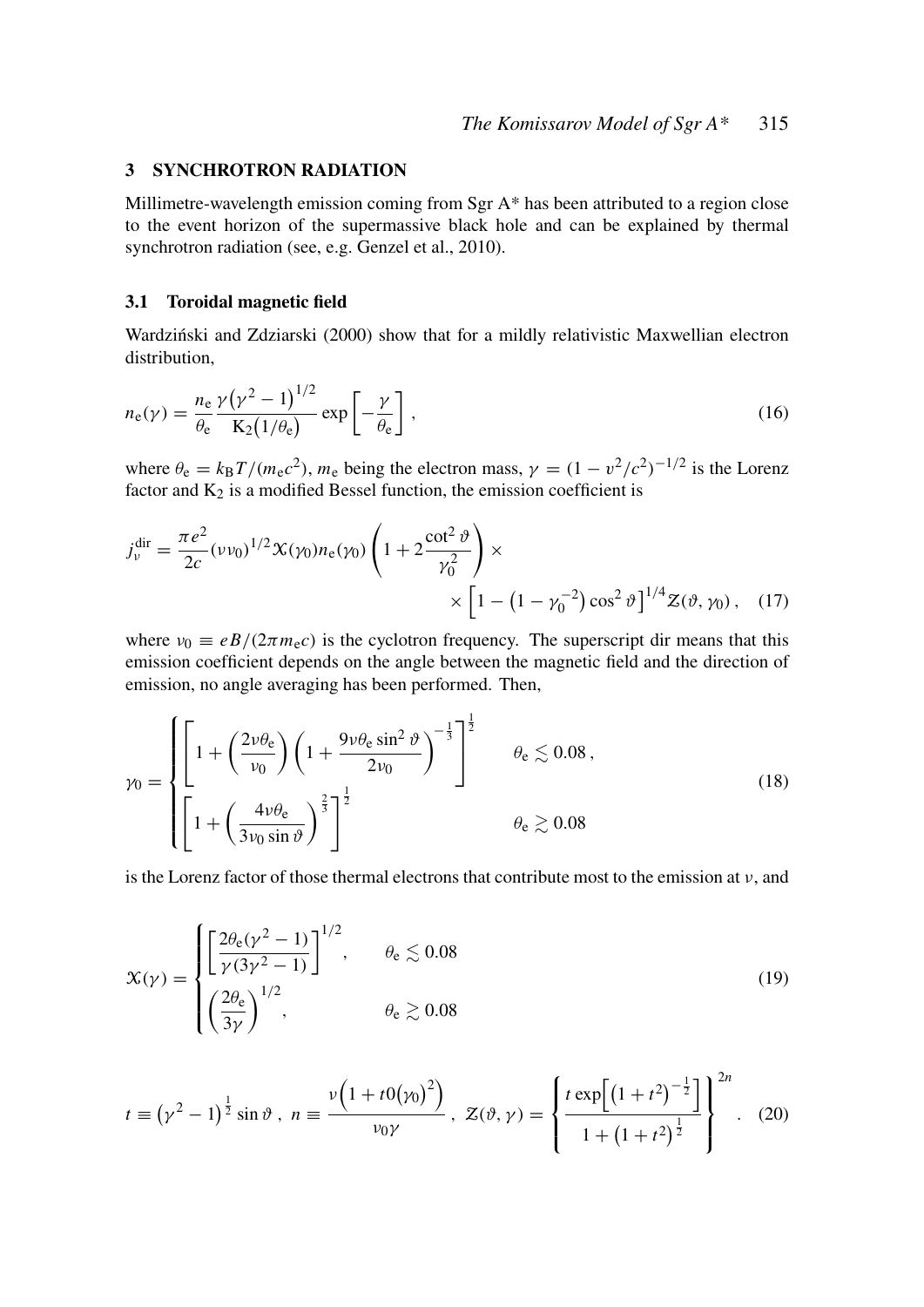## 3 SYNCHROTRON RADIATION

Millimetre-wavelength emission coming from Sgr A* has been attributed to a region close to the event horizon of the supermassive black hole and can be explained by thermal synchrotron radiation (see, e.g. Genzel et al., 2010).

### 3.1 Toroidal magnetic field

Wardziński and Zdziarski (2000) show that for a mildly relativistic Maxwellian electron distribution,

$$n_{\mathrm{e}}(\gamma) = \frac{n_{\mathrm{e}}}{\theta_{\mathrm{e}}} \frac{\gamma\left(\gamma^2 - 1\right)^{1/2}}{\mathrm{K}_2\left(1/\theta_{\mathrm{e}}\right)} \exp\left[-\frac{\gamma}{\theta_{\mathrm{e}}}\right], \tag{16}$$

where $\theta_{\mathrm{e}} = k_{\mathrm{B}}T/(m_{\mathrm{e}}c^2)$, $m_{\mathrm{e}}$ being the electron mass, $\gamma = (1 - v^2/c^2)^{-1/2}$ is the Lorenz factor and $\mathrm{K}_2$ is a modified Bessel function, the emission coefficient is

$$j_\nu^{\mathrm{dir}} = \frac{\pi e^2}{2c}(\nu\nu_0)^{1/2}\mathcal{X}(\gamma_0)n_{\mathrm{e}}(\gamma_0)\left(1 + 2\frac{\cot^2\vartheta}{\gamma_0^2}\right) \times \\ \times \left[1 - \left(1 - \gamma_0^{-2}\right)\cos^2\vartheta\right]^{1/4}\mathcal{Z}(\vartheta, \gamma_0), \tag{17}$$

where $\nu_0 \equiv eB/(2\pi m_{\mathrm{e}}c)$ is the cyclotron frequency. The superscript dir means that this emission coefficient depends on the angle between the magnetic field and the direction of emission, no angle averaging has been performed. Then,

$$\gamma_0 = \begin{cases} \left[1 + \left(\dfrac{2\nu\theta_{\mathrm{e}}}{\nu_0}\right)\left(1 + \dfrac{9\nu\theta_{\mathrm{e}}\sin^2\vartheta}{2\nu_0}\right)^{-\frac{1}{3}}\right]^{\frac{1}{2}} & \theta_{\mathrm{e}} \lesssim 0.08\,, \\ \left[1 + \left(\dfrac{4\nu\theta_{\mathrm{e}}}{3\nu_0\sin\vartheta}\right)^{\frac{2}{3}}\right]^{\frac{1}{2}} & \theta_{\mathrm{e}} \gtrsim 0.08 \end{cases} \tag{18}$$

is the Lorenz factor of those thermal electrons that contribute most to the emission at $\nu$, and

$$\mathcal{X}(\gamma) = \begin{cases} \left[\dfrac{2\theta_{\mathrm{e}}(\gamma^2 - 1)}{\gamma(3\gamma^2 - 1)}\right]^{1/2}, & \theta_{\mathrm{e}} \lesssim 0.08 \\ \left(\dfrac{2\theta_{\mathrm{e}}}{3\gamma}\right)^{1/2}, & \theta_{\mathrm{e}} \gtrsim 0.08 \end{cases} \tag{19}$$

$$t \equiv \left(\gamma^2 - 1\right)^{\frac{1}{2}}\sin\vartheta\,,\ n \equiv \frac{\nu\left(1 + t0\left(\gamma_0\right)^2\right)}{\nu_0\gamma}\,,\ \mathcal{Z}(\vartheta, \gamma) = \left\{\frac{t\exp\left[\left(1 + t^2\right)^{-\frac{1}{2}}\right]}{1 + \left(1 + t^2\right)^{\frac{1}{2}}}\right\}^{2n}. \tag{20}$$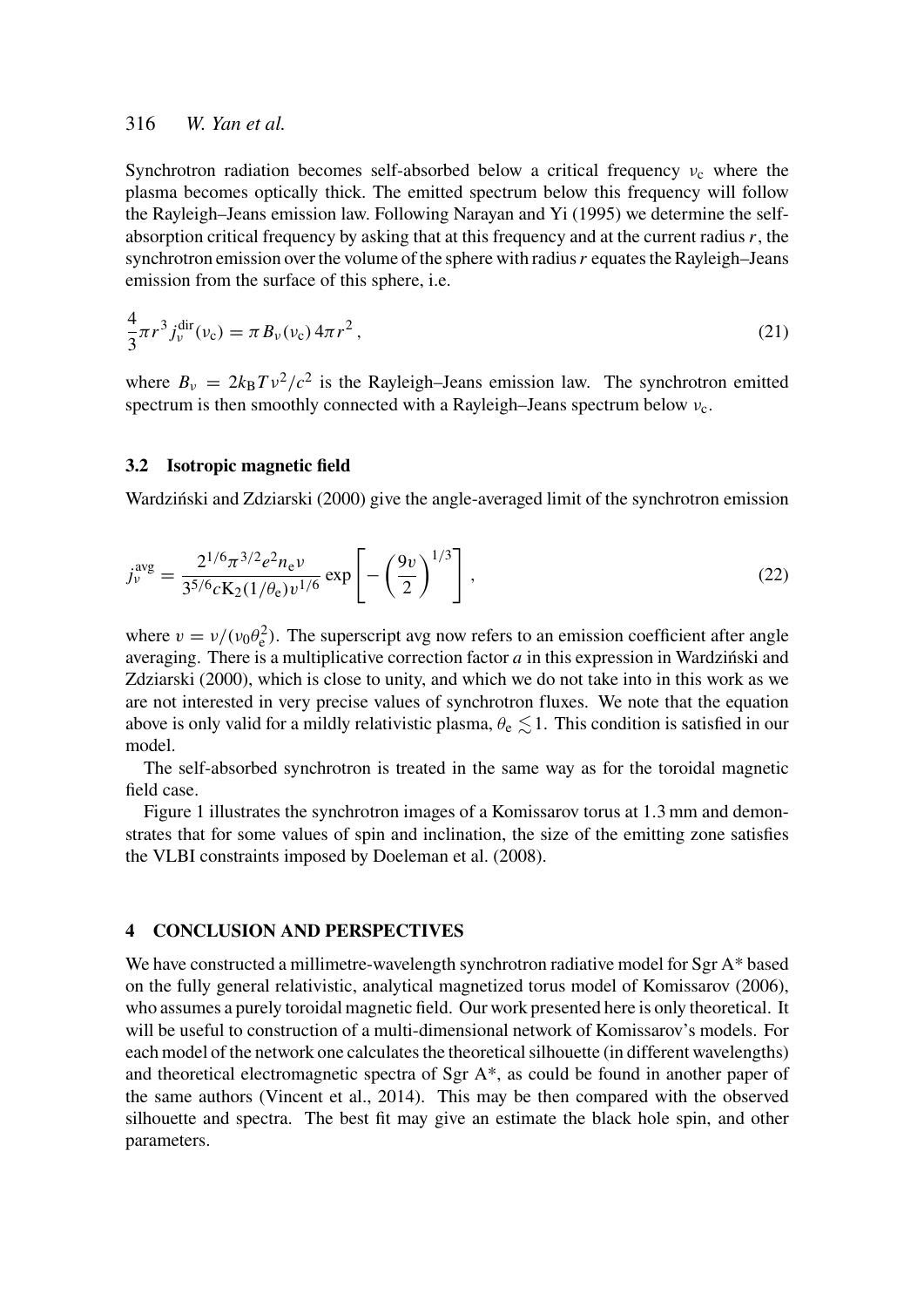Synchrotron radiation becomes self-absorbed below a critical frequency $\nu_c$ where the plasma becomes optically thick. The emitted spectrum below this frequency will follow the Rayleigh–Jeans emission law. Following Narayan and Yi (1995) we determine the self-absorption critical frequency by asking that at this frequency and at the current radius $r$, the synchrotron emission over the volume of the sphere with radius $r$ equates the Rayleigh–Jeans emission from the surface of this sphere, i.e.

$$\frac{4}{3}\pi r^3 j_\nu^{\text{dir}}(\nu_c) = \pi B_\nu(\nu_c)\, 4\pi r^2\,, \tag{21}$$

where $B_\nu = 2k_B T \nu^2/c^2$ is the Rayleigh–Jeans emission law. The synchrotron emitted spectrum is then smoothly connected with a Rayleigh–Jeans spectrum below $\nu_c$.

### 3.2 Isotropic magnetic field

Wardziński and Zdziarski (2000) give the angle-averaged limit of the synchrotron emission

$$j_\nu^{\text{avg}} = \frac{2^{1/6}\pi^{3/2} e^2 n_e \nu}{3^{5/6} c \mathrm{K}_2(1/\theta_e) v^{1/6}} \exp\left[-\left(\frac{9v}{2}\right)^{1/3}\right], \tag{22}$$

where $v = \nu/(\nu_0 \theta_e^2)$. The superscript avg now refers to an emission coefficient after angle averaging. There is a multiplicative correction factor $a$ in this expression in Wardziński and Zdziarski (2000), which is close to unity, and which we do not take into in this work as we are not interested in very precise values of synchrotron fluxes. We note that the equation above is only valid for a mildly relativistic plasma, $\theta_e \lesssim 1$. This condition is satisfied in our model.

The self-absorbed synchrotron is treated in the same way as for the toroidal magnetic field case.

Figure 1 illustrates the synchrotron images of a Komissarov torus at 1.3 mm and demonstrates that for some values of spin and inclination, the size of the emitting zone satisfies the VLBI constraints imposed by Doeleman et al. (2008).

## 4 CONCLUSION AND PERSPECTIVES

We have constructed a millimetre-wavelength synchrotron radiative model for Sgr A* based on the fully general relativistic, analytical magnetized torus model of Komissarov (2006), who assumes a purely toroidal magnetic field. Our work presented here is only theoretical. It will be useful to construction of a multi-dimensional network of Komissarov's models. For each model of the network one calculates the theoretical silhouette (in different wavelengths) and theoretical electromagnetic spectra of Sgr A*, as could be found in another paper of the same authors (Vincent et al., 2014). This may be then compared with the observed silhouette and spectra. The best fit may give an estimate the black hole spin, and other parameters.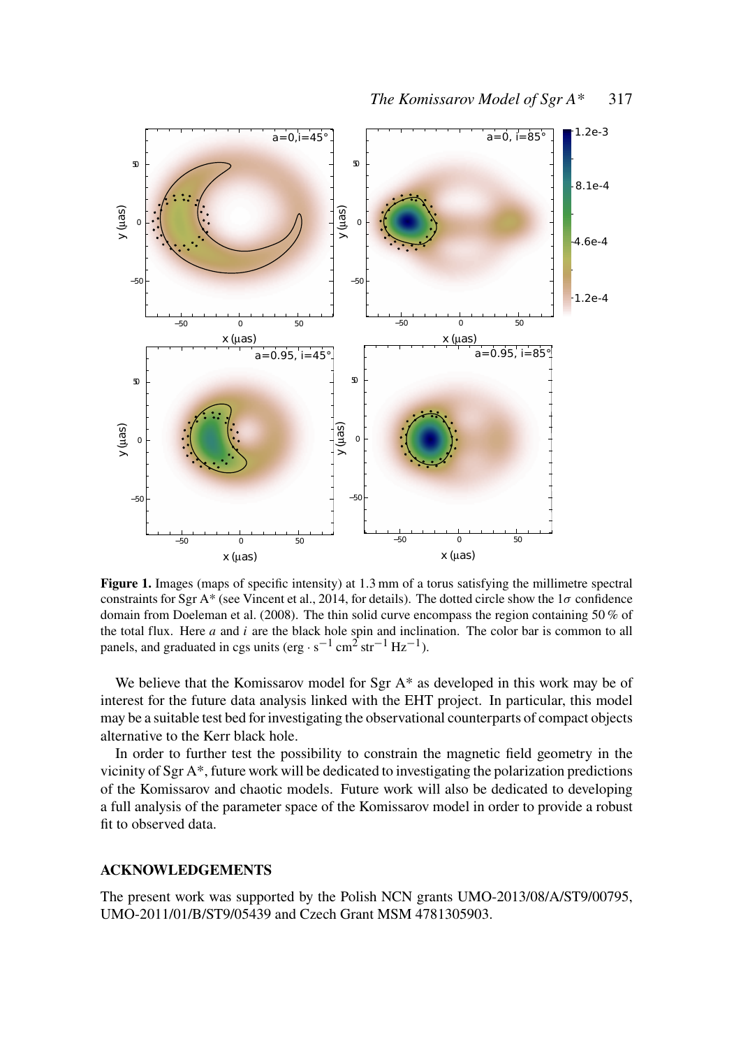**Figure 1.** Images (maps of specific intensity) at 1.3 mm of a torus satisfying the millimetre spectral constraints for Sgr A* (see Vincent et al., 2014, for details). The dotted circle show the $1\sigma$ confidence domain from Doeleman et al. (2008). The thin solid curve encompass the region containing 50 % of the total flux. Here $a$ and $i$ are the black hole spin and inclination. The color bar is common to all panels, and graduated in cgs units ($\mathrm{erg} \cdot \mathrm{s}^{-1}\,\mathrm{cm}^{2}\,\mathrm{str}^{-1}\,\mathrm{Hz}^{-1}$).

We believe that the Komissarov model for Sgr A* as developed in this work may be of interest for the future data analysis linked with the EHT project. In particular, this model may be a suitable test bed for investigating the observational counterparts of compact objects alternative to the Kerr black hole.

In order to further test the possibility to constrain the magnetic field geometry in the vicinity of Sgr A*, future work will be dedicated to investigating the polarization predictions of the Komissarov and chaotic models. Future work will also be dedicated to developing a full analysis of the parameter space of the Komissarov model in order to provide a robust fit to observed data.

## ACKNOWLEDGEMENTS

The present work was supported by the Polish NCN grants UMO-2013/08/A/ST9/00795, UMO-2011/01/B/ST9/05439 and Czech Grant MSM 4781305903.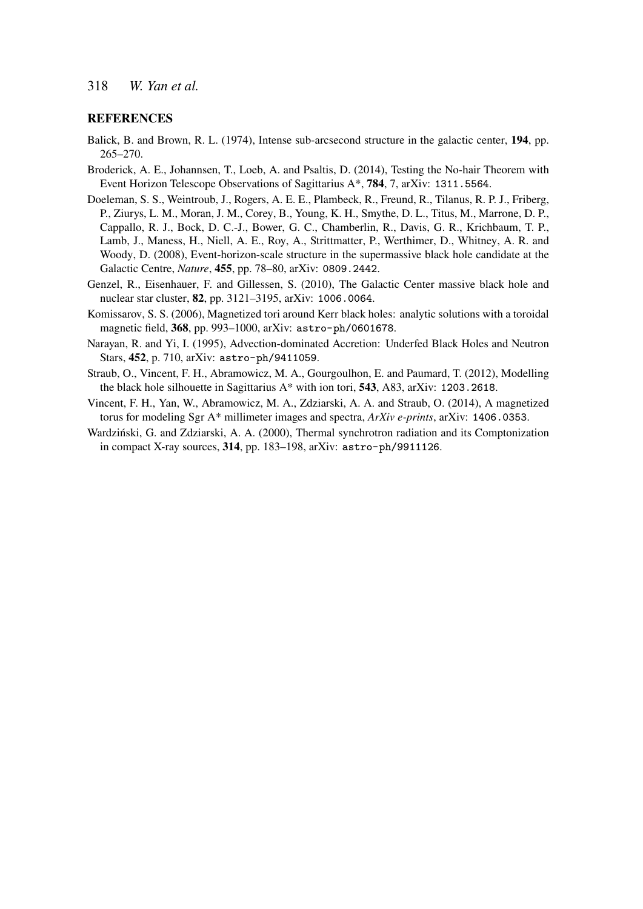## REFERENCES

Balick, B. and Brown, R. L. (1974), Intense sub-arcsecond structure in the galactic center, **194**, pp. 265–270.

Broderick, A. E., Johannsen, T., Loeb, A. and Psaltis, D. (2014), Testing the No-hair Theorem with Event Horizon Telescope Observations of Sagittarius A*, **784**, 7, arXiv: `1311.5564`.

Doeleman, S. S., Weintroub, J., Rogers, A. E. E., Plambeck, R., Freund, R., Tilanus, R. P. J., Friberg, P., Ziurys, L. M., Moran, J. M., Corey, B., Young, K. H., Smythe, D. L., Titus, M., Marrone, D. P., Cappallo, R. J., Bock, D. C.-J., Bower, G. C., Chamberlin, R., Davis, G. R., Krichbaum, T. P., Lamb, J., Maness, H., Niell, A. E., Roy, A., Strittmatter, P., Werthimer, D., Whitney, A. R. and Woody, D. (2008), Event-horizon-scale structure in the supermassive black hole candidate at the Galactic Centre, *Nature*, **455**, pp. 78–80, arXiv: `0809.2442`.

Genzel, R., Eisenhauer, F. and Gillessen, S. (2010), The Galactic Center massive black hole and nuclear star cluster, **82**, pp. 3121–3195, arXiv: `1006.0064`.

Komissarov, S. S. (2006), Magnetized tori around Kerr black holes: analytic solutions with a toroidal magnetic field, **368**, pp. 993–1000, arXiv: `astro-ph/0601678`.

Narayan, R. and Yi, I. (1995), Advection-dominated Accretion: Underfed Black Holes and Neutron Stars, **452**, p. 710, arXiv: `astro-ph/9411059`.

Straub, O., Vincent, F. H., Abramowicz, M. A., Gourgoulhon, E. and Paumard, T. (2012), Modelling the black hole silhouette in Sagittarius A* with ion tori, **543**, A83, arXiv: `1203.2618`.

Vincent, F. H., Yan, W., Abramowicz, M. A., Zdziarski, A. A. and Straub, O. (2014), A magnetized torus for modeling Sgr A* millimeter images and spectra, *ArXiv e-prints*, arXiv: `1406.0353`.

Wardziński, G. and Zdziarski, A. A. (2000), Thermal synchrotron radiation and its Comptonization in compact X-ray sources, **314**, pp. 183–198, arXiv: `astro-ph/9911126`.